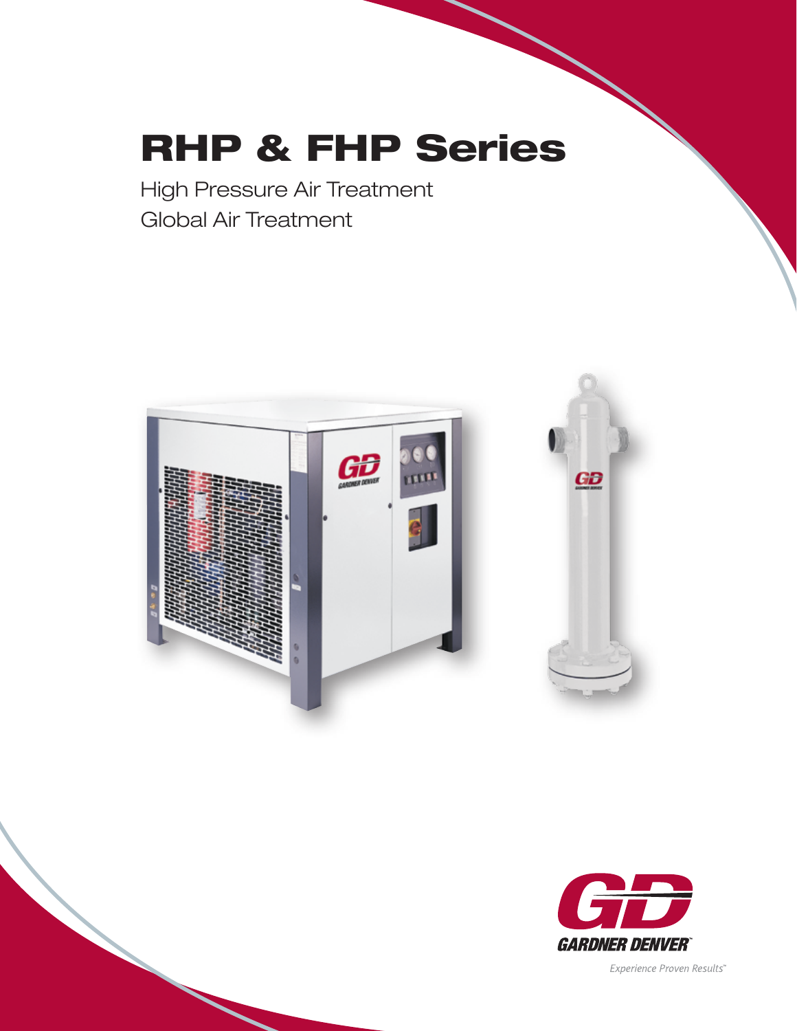# RHP & FHP Series

High Pressure Air Treatment

Global Air Treatment

GARDNER DENVER

*Experience Proven Results*™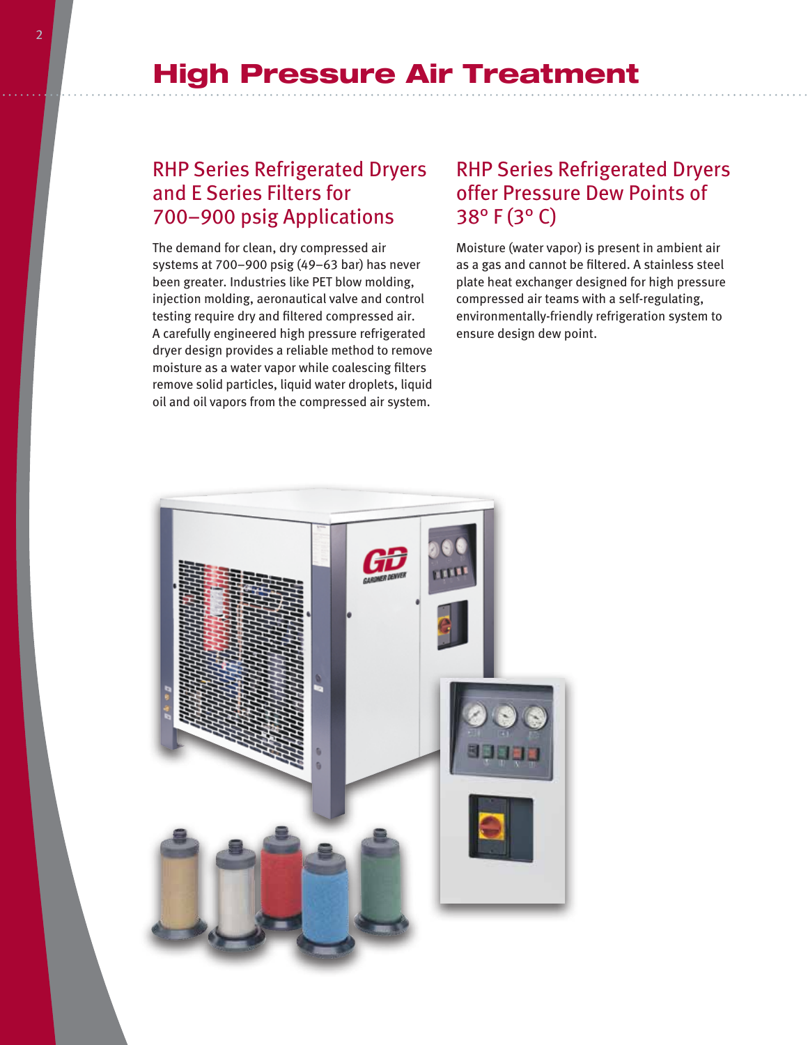# High Pressure Air Treatment

## RHP Series Refrigerated Dryers and E Series Filters for 700–900 psig Applications

The demand for clean, dry compressed air systems at 700–900 psig (49–63 bar) has never been greater. Industries like PET blow molding, injection molding, aeronautical valve and control testing require dry and filtered compressed air. A carefully engineered high pressure refrigerated dryer design provides a reliable method to remove moisture as a water vapor while coalescing filters remove solid particles, liquid water droplets, liquid oil and oil vapors from the compressed air system.

## RHP Series Refrigerated Dryers offer Pressure Dew Points of 38° F (3° C)

Moisture (water vapor) is present in ambient air as a gas and cannot be filtered. A stainless steel plate heat exchanger designed for high pressure compressed air teams with a self-regulating, environmentally-friendly refrigeration system to ensure design dew point.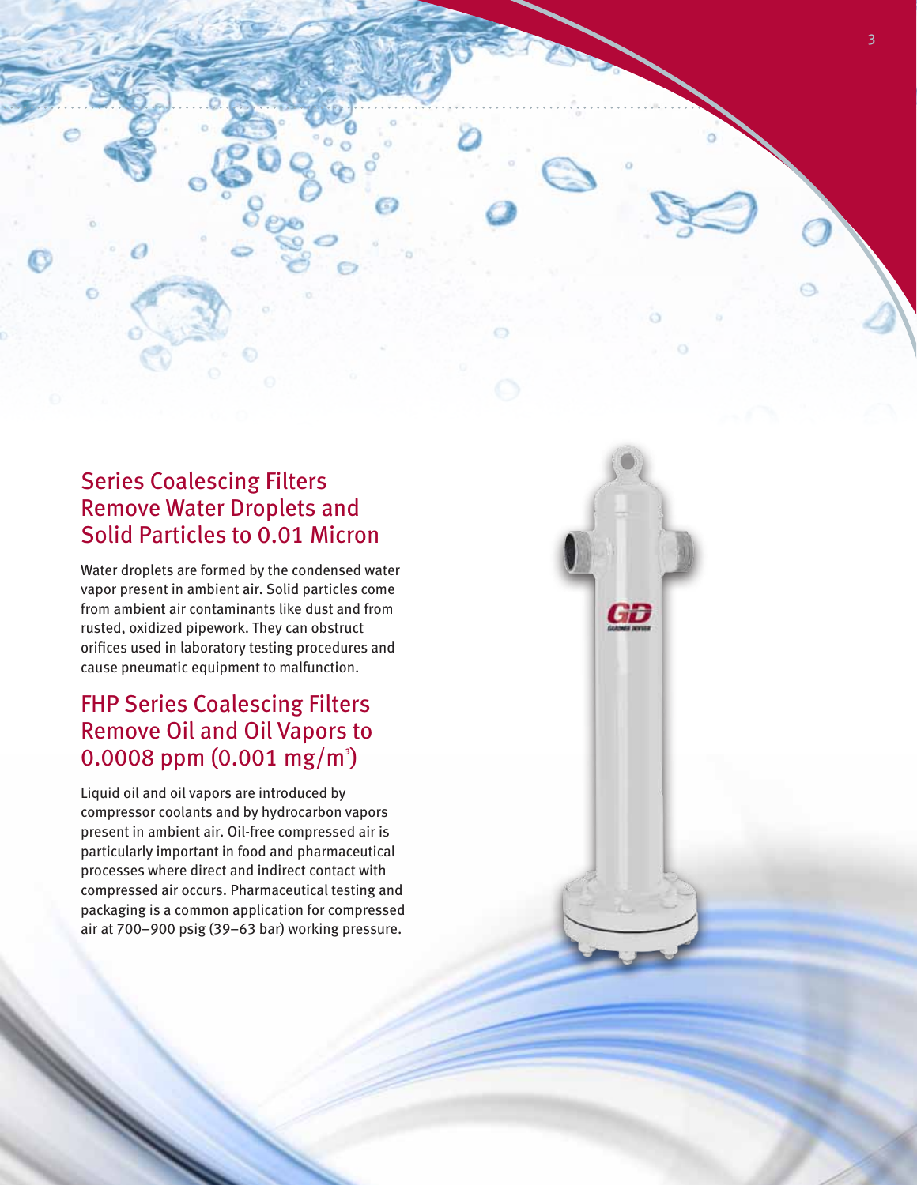## Series Coalescing Filters Remove Water Droplets and Solid Particles to 0.01 Micron

Water droplets are formed by the condensed water vapor present in ambient air. Solid particles come from ambient air contaminants like dust and from rusted, oxidized pipework. They can obstruct orifices used in laboratory testing procedures and cause pneumatic equipment to malfunction.

## FHP Series Coalescing Filters Remove Oil and Oil Vapors to 0.0008 ppm (0.001 mg/m$^3$)

Liquid oil and oil vapors are introduced by compressor coolants and by hydrocarbon vapors present in ambient air. Oil-free compressed air is particularly important in food and pharmaceutical processes where direct and indirect contact with compressed air occurs. Pharmaceutical testing and packaging is a common application for compressed air at 700–900 psig (39–63 bar) working pressure.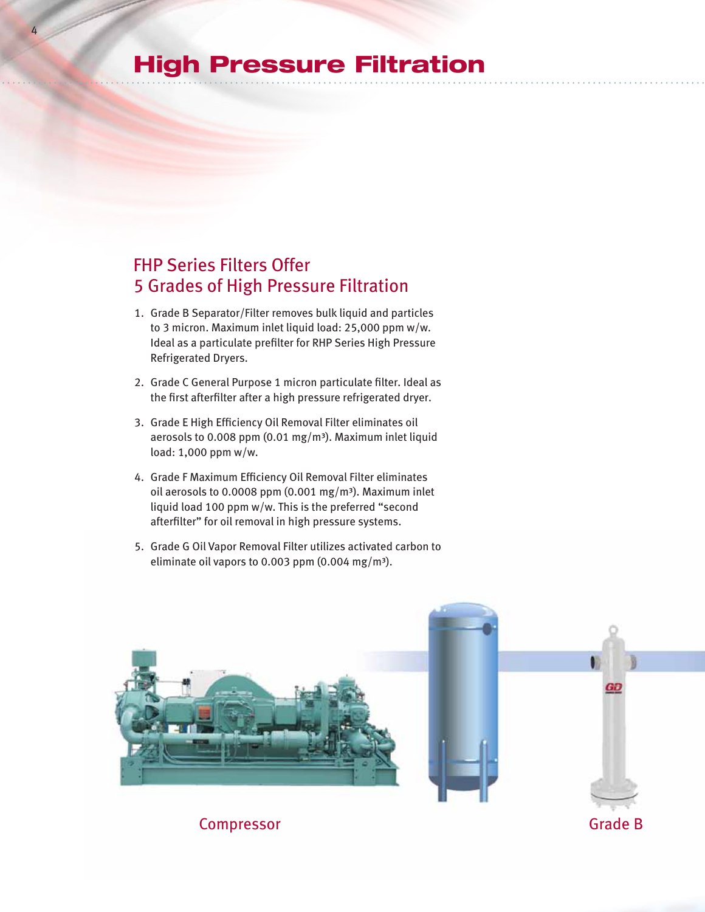# High Pressure Filtration

## FHP Series Filters Offer 5 Grades of High Pressure Filtration

1. Grade B Separator/Filter removes bulk liquid and particles to 3 micron. Maximum inlet liquid load: 25,000 ppm w/w. Ideal as a particulate prefilter for RHP Series High Pressure Refrigerated Dryers.
2. Grade C General Purpose 1 micron particulate filter. Ideal as the first afterfilter after a high pressure refrigerated dryer.
3. Grade E High Efficiency Oil Removal Filter eliminates oil aerosols to 0.008 ppm (0.01 mg/m³). Maximum inlet liquid load: 1,000 ppm w/w.
4. Grade F Maximum Efficiency Oil Removal Filter eliminates oil aerosols to 0.0008 ppm (0.001 mg/m³). Maximum inlet liquid load 100 ppm w/w. This is the preferred "second afterfilter" for oil removal in high pressure systems.
5. Grade G Oil Vapor Removal Filter utilizes activated carbon to eliminate oil vapors to 0.003 ppm (0.004 mg/m³).

Compressor

Grade B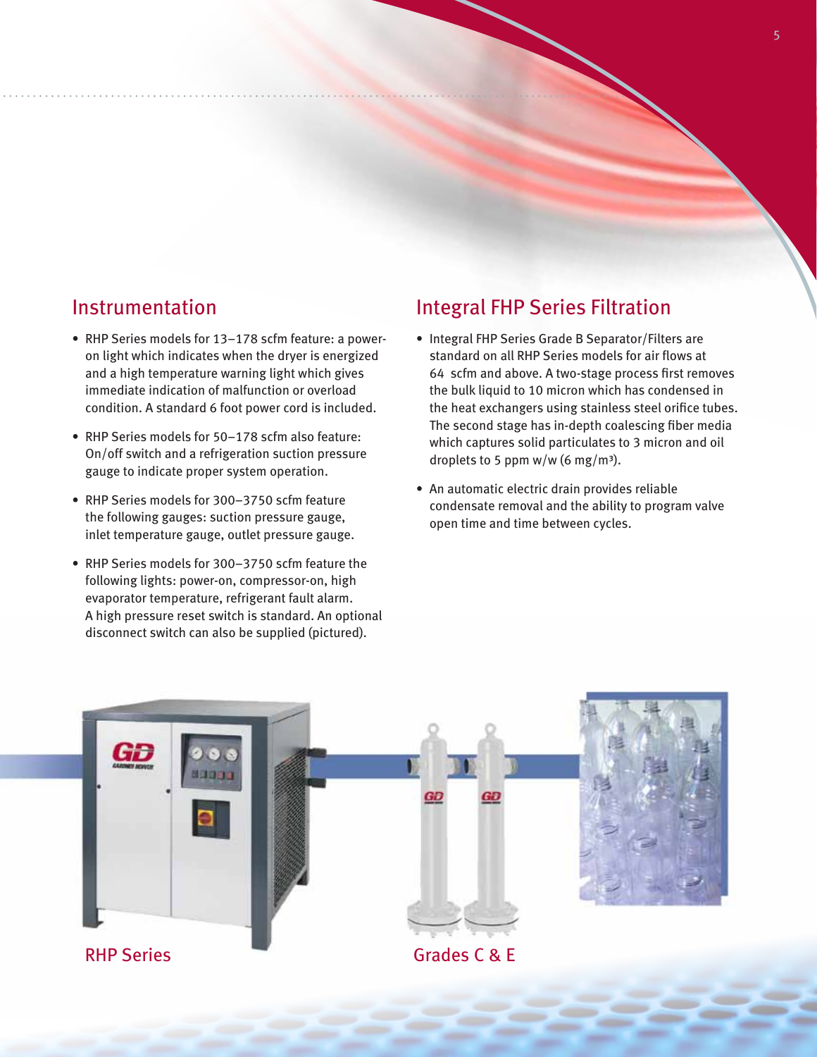## Instrumentation

- RHP Series models for 13–178 scfm feature: a power-on light which indicates when the dryer is energized and a high temperature warning light which gives immediate indication of malfunction or overload condition. A standard 6 foot power cord is included.
- RHP Series models for 50–178 scfm also feature: On/off switch and a refrigeration suction pressure gauge to indicate proper system operation.
- RHP Series models for 300–3750 scfm feature the following gauges: suction pressure gauge, inlet temperature gauge, outlet pressure gauge.
- RHP Series models for 300–3750 scfm feature the following lights: power-on, compressor-on, high evaporator temperature, refrigerant fault alarm. A high pressure reset switch is standard. An optional disconnect switch can also be supplied (pictured).

## Integral FHP Series Filtration

- Integral FHP Series Grade B Separator/Filters are standard on all RHP Series models for air flows at 64 scfm and above. A two-stage process first removes the bulk liquid to 10 micron which has condensed in the heat exchangers using stainless steel orifice tubes. The second stage has in-depth coalescing fiber media which captures solid particulates to 3 micron and oil droplets to 5 ppm w/w (6 mg/m$^3$).
- An automatic electric drain provides reliable condensate removal and the ability to program valve open time and time between cycles.

RHP Series

Grades C & E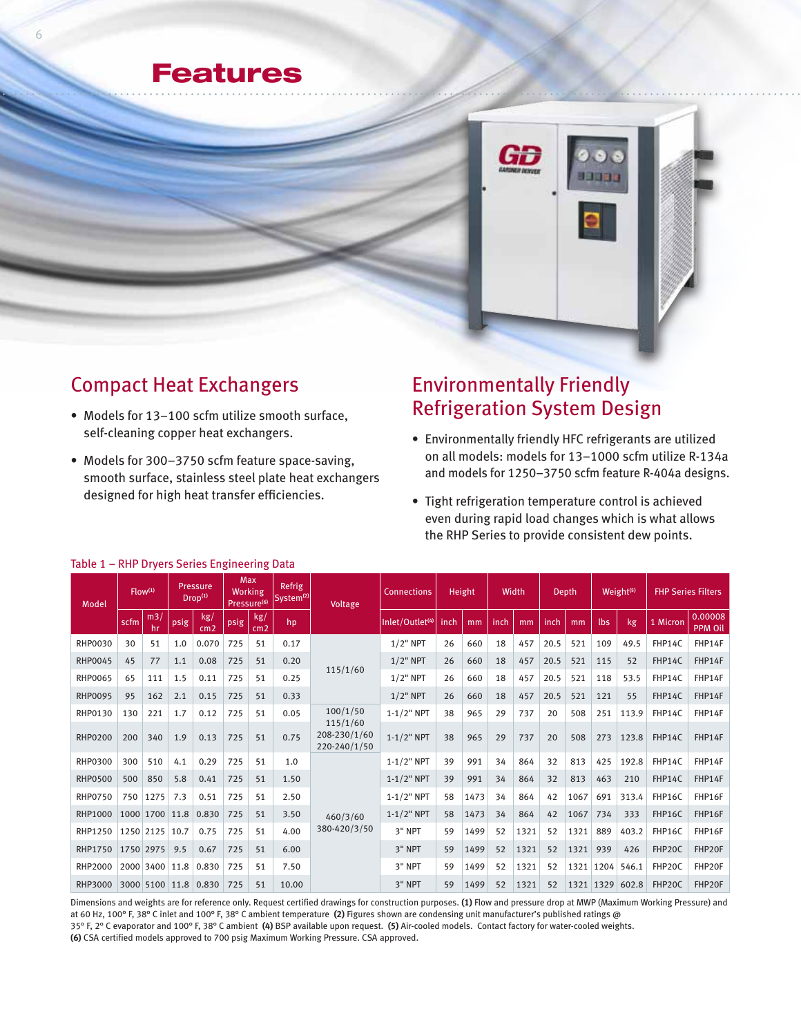# Features

## Compact Heat Exchangers

- Models for 13–100 scfm utilize smooth surface, self-cleaning copper heat exchangers.
- Models for 300–3750 scfm feature space-saving, smooth surface, stainless steel plate heat exchangers designed for high heat transfer efficiencies.

## Environmentally Friendly Refrigeration System Design

- Environmentally friendly HFC refrigerants are utilized on all models: models for 13–1000 scfm utilize R-134a and models for 1250–3750 scfm feature R-404a designs.
- Tight refrigeration temperature control is achieved even during rapid load changes which is what allows the RHP Series to provide consistent dew points.

Table 1 – RHP Dryers Series Engineering Data

| Model | Flow(1) | | Pressure Drop(1) | | Max Working Pressure(6) | | Refrig System(2) | Voltage | Connections | Height | | Width | | Depth | | Weight(5) | | FHP Series Filters | |
|---|---|---|---|---|---|---|---|---|---|---|---|---|---|---|---|---|---|---|---|
| | scfm | m3/hr | psig | kg/cm2 | psig | kg/cm2 | hp | | Inlet/Outlet(4) | inch | mm | inch | mm | inch | mm | lbs | kg | 1 Micron | 0.00008 PPM Oil |
| RHP0030 | 30 | 51 | 1.0 | 0.070 | 725 | 51 | 0.17 | 115/1/60 | 1/2" NPT | 26 | 660 | 18 | 457 | 20.5 | 521 | 109 | 49.5 | FHP14C | FHP14F |
| RHP0045 | 45 | 77 | 1.1 | 0.08 | 725 | 51 | 0.20 | 115/1/60 | 1/2" NPT | 26 | 660 | 18 | 457 | 20.5 | 521 | 115 | 52 | FHP14C | FHP14F |
| RHP0065 | 65 | 111 | 1.5 | 0.11 | 725 | 51 | 0.25 | 115/1/60 | 1/2" NPT | 26 | 660 | 18 | 457 | 20.5 | 521 | 118 | 53.5 | FHP14C | FHP14F |
| RHP0095 | 95 | 162 | 2.1 | 0.15 | 725 | 51 | 0.33 | 115/1/60 | 1/2" NPT | 26 | 660 | 18 | 457 | 20.5 | 521 | 121 | 55 | FHP14C | FHP14F |
| RHP0130 | 130 | 221 | 1.7 | 0.12 | 725 | 51 | 0.05 | 100/1/50 115/1/60 208-230/1/60 220-240/1/50 | 1-1/2" NPT | 38 | 965 | 29 | 737 | 20 | 508 | 251 | 113.9 | FHP14C | FHP14F |
| RHP0200 | 200 | 340 | 1.9 | 0.13 | 725 | 51 | 0.75 | 100/1/50 115/1/60 208-230/1/60 220-240/1/50 | 1-1/2" NPT | 38 | 965 | 29 | 737 | 20 | 508 | 273 | 123.8 | FHP14C | FHP14F |
| RHP0300 | 300 | 510 | 4.1 | 0.29 | 725 | 51 | 1.0 | 460/3/60 380-420/3/50 | 1-1/2" NPT | 39 | 991 | 34 | 864 | 32 | 813 | 425 | 192.8 | FHP14C | FHP14F |
| RHP0500 | 500 | 850 | 5.8 | 0.41 | 725 | 51 | 1.50 | 460/3/60 380-420/3/50 | 1-1/2" NPT | 39 | 991 | 34 | 864 | 32 | 813 | 463 | 210 | FHP14C | FHP14F |
| RHP0750 | 750 | 1275 | 7.3 | 0.51 | 725 | 51 | 2.50 | 460/3/60 380-420/3/50 | 1-1/2" NPT | 58 | 1473 | 34 | 864 | 42 | 1067 | 691 | 313.4 | FHP16C | FHP16F |
| RHP1000 | 1000 | 1700 | 11.8 | 0.830 | 725 | 51 | 3.50 | 460/3/60 380-420/3/50 | 1-1/2" NPT | 58 | 1473 | 34 | 864 | 42 | 1067 | 734 | 333 | FHP16C | FHP16F |
| RHP1250 | 1250 | 2125 | 10.7 | 0.75 | 725 | 51 | 4.00 | 460/3/60 380-420/3/50 | 3" NPT | 59 | 1499 | 52 | 1321 | 52 | 1321 | 889 | 403.2 | FHP16C | FHP16F |
| RHP1750 | 1750 | 2975 | 9.5 | 0.67 | 725 | 51 | 6.00 | 460/3/60 380-420/3/50 | 3" NPT | 59 | 1499 | 52 | 1321 | 52 | 1321 | 939 | 426 | FHP20C | FHP20F |
| RHP2000 | 2000 | 3400 | 11.8 | 0.830 | 725 | 51 | 7.50 | 460/3/60 380-420/3/50 | 3" NPT | 59 | 1499 | 52 | 1321 | 52 | 1321 | 1204 | 546.1 | FHP20C | FHP20F |
| RHP3000 | 3000 | 5100 | 11.8 | 0.830 | 725 | 51 | 10.00 | 460/3/60 380-420/3/50 | 3" NPT | 59 | 1499 | 52 | 1321 | 52 | 1321 | 1329 | 602.8 | FHP20C | FHP20F |

Dimensions and weights are for reference only. Request certified drawings for construction purposes. **(1)** Flow and pressure drop at MWP (Maximum Working Pressure) and at 60 Hz, 100° F, 38° C inlet and 100° F, 38° C ambient temperature **(2)** Figures shown are condensing unit manufacturer's published ratings @ 35° F, 2° C evaporator and 100° F, 38° C ambient **(4)** BSP available upon request. **(5)** Air-cooled models. Contact factory for water-cooled weights. **(6)** CSA certified models approved to 700 psig Maximum Working Pressure. CSA approved.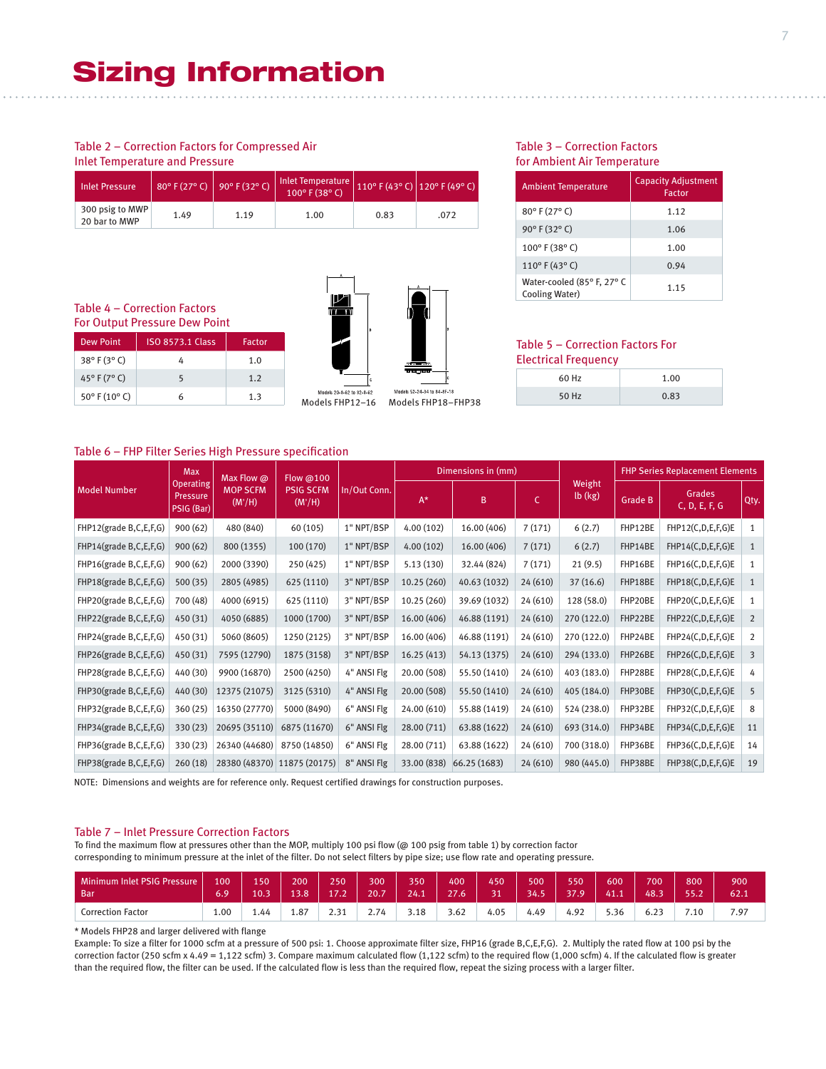# Sizing Information

### Table 2 – Correction Factors for Compressed Air Inlet Temperature and Pressure

| Inlet Pressure | 80° F (27° C) | 90° F (32° C) | Inlet Temperature 100° F (38° C) | 110° F (43° C) | 120° F (49° C) |
|---|---|---|---|---|---|
| 300 psig to MWP 20 bar to MWP | 1.49 | 1.19 | 1.00 | 0.83 | .072 |

### Table 3 – Correction Factors for Ambient Air Temperature

| Ambient Temperature | Capacity Adjustment Factor |
|---|---|
| 80° F (27° C) | 1.12 |
| 90° F (32° C) | 1.06 |
| 100° F (38° C) | 1.00 |
| 110° F (43° C) | 0.94 |
| Water-cooled (85° F, 27° C Cooling Water) | 1.15 |

### Table 4 – Correction Factors For Output Pressure Dew Point

| Dew Point | ISO 8573.1 Class | Factor |
|---|---|---|
| 38° F (3° C) | 4 | 1.0 |
| 45° F (7° C) | 5 | 1.2 |
| 50° F (10° C) | 6 | 1.3 |

Models FHP12–16

Models FHP18–FHP38

### Table 5 – Correction Factors For Electrical Frequency

| | |
|---|---|
| 60 Hz | 1.00 |
| 50 Hz | 0.83 |

### Table 6 – FHP Filter Series High Pressure specification

| Model Number | Max Operating Pressure PSIG (Bar) | Max Flow @ MOP SCFM (M³/H) | Flow @100 PSIG SCFM (M³/H) | In/Out Conn. | Dimensions in (mm) | | | Weight lb (kg) | FHP Series Replacement Elements | | |
|---|---|---|---|---|---|---|---|---|---|---|---|
| | | | | | A* | B | C | | Grade B | Grades C, D, E, F, G | Qty. |
| FHP12(grade B,C,E,F,G) | 900 (62) | 480 (840) | 60 (105) | 1" NPT/BSP | 4.00 (102) | 16.00 (406) | 7 (171) | 6 (2.7) | FHP12BE | FHP12(C,D,E,F,G)E | 1 |
| FHP14(grade B,C,E,F,G) | 900 (62) | 800 (1355) | 100 (170) | 1" NPT/BSP | 4.00 (102) | 16.00 (406) | 7 (171) | 6 (2.7) | FHP14BE | FHP14(C,D,E,F,G)E | 1 |
| FHP16(grade B,C,E,F,G) | 900 (62) | 2000 (3390) | 250 (425) | 1" NPT/BSP | 5.13 (130) | 32.44 (824) | 7 (171) | 21 (9.5) | FHP16BE | FHP16(C,D,E,F,G)E | 1 |
| FHP18(grade B,C,E,F,G) | 500 (35) | 2805 (4985) | 625 (1110) | 3" NPT/BSP | 10.25 (260) | 40.63 (1032) | 24 (610) | 37 (16.6) | FHP18BE | FHP18(C,D,E,F,G)E | 1 |
| FHP20(grade B,C,E,F,G) | 700 (48) | 4000 (6915) | 625 (1110) | 3" NPT/BSP | 10.25 (260) | 39.69 (1032) | 24 (610) | 128 (58.0) | FHP20BE | FHP20(C,D,E,F,G)E | 1 |
| FHP22(grade B,C,E,F,G) | 450 (31) | 4050 (6885) | 1000 (1700) | 3" NPT/BSP | 16.00 (406) | 46.88 (1191) | 24 (610) | 270 (122.0) | FHP22BE | FHP22(C,D,E,F,G)E | 2 |
| FHP24(grade B,C,E,F,G) | 450 (31) | 5060 (8605) | 1250 (2125) | 3" NPT/BSP | 16.00 (406) | 46.88 (1191) | 24 (610) | 270 (122.0) | FHP24BE | FHP24(C,D,E,F,G)E | 2 |
| FHP26(grade B,C,E,F,G) | 450 (31) | 7595 (12790) | 1875 (3158) | 3" NPT/BSP | 16.25 (413) | 54.13 (1375) | 24 (610) | 294 (133.0) | FHP26BE | FHP26(C,D,E,F,G)E | 3 |
| FHP28(grade B,C,E,F,G) | 440 (30) | 9900 (16870) | 2500 (4250) | 4" ANSI Flg | 20.00 (508) | 55.50 (1410) | 24 (610) | 403 (183.0) | FHP28BE | FHP28(C,D,E,F,G)E | 4 |
| FHP30(grade B,C,E,F,G) | 440 (30) | 12375 (21075) | 3125 (5310) | 4" ANSI Flg | 20.00 (508) | 55.50 (1410) | 24 (610) | 405 (184.0) | FHP30BE | FHP30(C,D,E,F,G)E | 5 |
| FHP32(grade B,C,E,F,G) | 360 (25) | 16350 (27770) | 5000 (8490) | 6" ANSI Flg | 24.00 (610) | 55.88 (1419) | 24 (610) | 524 (238.0) | FHP32BE | FHP32(C,D,E,F,G)E | 8 |
| FHP34(grade B,C,E,F,G) | 330 (23) | 20695 (35110) | 6875 (11670) | 6" ANSI Flg | 28.00 (711) | 63.88 (1622) | 24 (610) | 693 (314.0) | FHP34BE | FHP34(C,D,E,F,G)E | 11 |
| FHP36(grade B,C,E,F,G) | 330 (23) | 26340 (44680) | 8750 (14850) | 6" ANSI Flg | 28.00 (711) | 63.88 (1622) | 24 (610) | 700 (318.0) | FHP36BE | FHP36(C,D,E,F,G)E | 14 |
| FHP38(grade B,C,E,F,G) | 260 (18) | 28380 (48370) | 11875 (20175) | 8" ANSI Flg | 33.00 (838) | 66.25 (1683) | 24 (610) | 980 (445.0) | FHP38BE | FHP38(C,D,E,F,G)E | 19 |

NOTE: Dimensions and weights are for reference only. Request certified drawings for construction purposes.

### Table 7 – Inlet Pressure Correction Factors

To find the maximum flow at pressures other than the MOP, multiply 100 psi flow (@ 100 psig from table 1) by correction factor corresponding to minimum pressure at the inlet of the filter. Do not select filters by pipe size; use flow rate and operating pressure.

| Minimum Inlet PSIG Pressure Bar | 100 6.9 | 150 10.3 | 200 13.8 | 250 17.2 | 300 20.7 | 350 24.1 | 400 27.6 | 450 31 | 500 34.5 | 550 37.9 | 600 41.1 | 700 48.3 | 800 55.2 | 900 62.1 |
|---|---|---|---|---|---|---|---|---|---|---|---|---|---|---|
| Correction Factor | 1.00 | 1.44 | 1.87 | 2.31 | 2.74 | 3.18 | 3.62 | 4.05 | 4.49 | 4.92 | 5.36 | 6.23 | 7.10 | 7.97 |

* Models FHP28 and larger delivered with flange

Example: To size a filter for 1000 scfm at a pressure of 500 psi: 1. Choose approximate filter size, FHP16 (grade B,C,E,F,G). 2. Multiply the rated flow at 100 psi by the correction factor (250 scfm x 4.49 = 1,122 scfm) 3. Compare maximum calculated flow (1,122 scfm) to the required flow (1,000 scfm) 4. If the calculated flow is greater than the required flow, the filter can be used. If the calculated flow is less than the required flow, repeat the sizing process with a larger filter.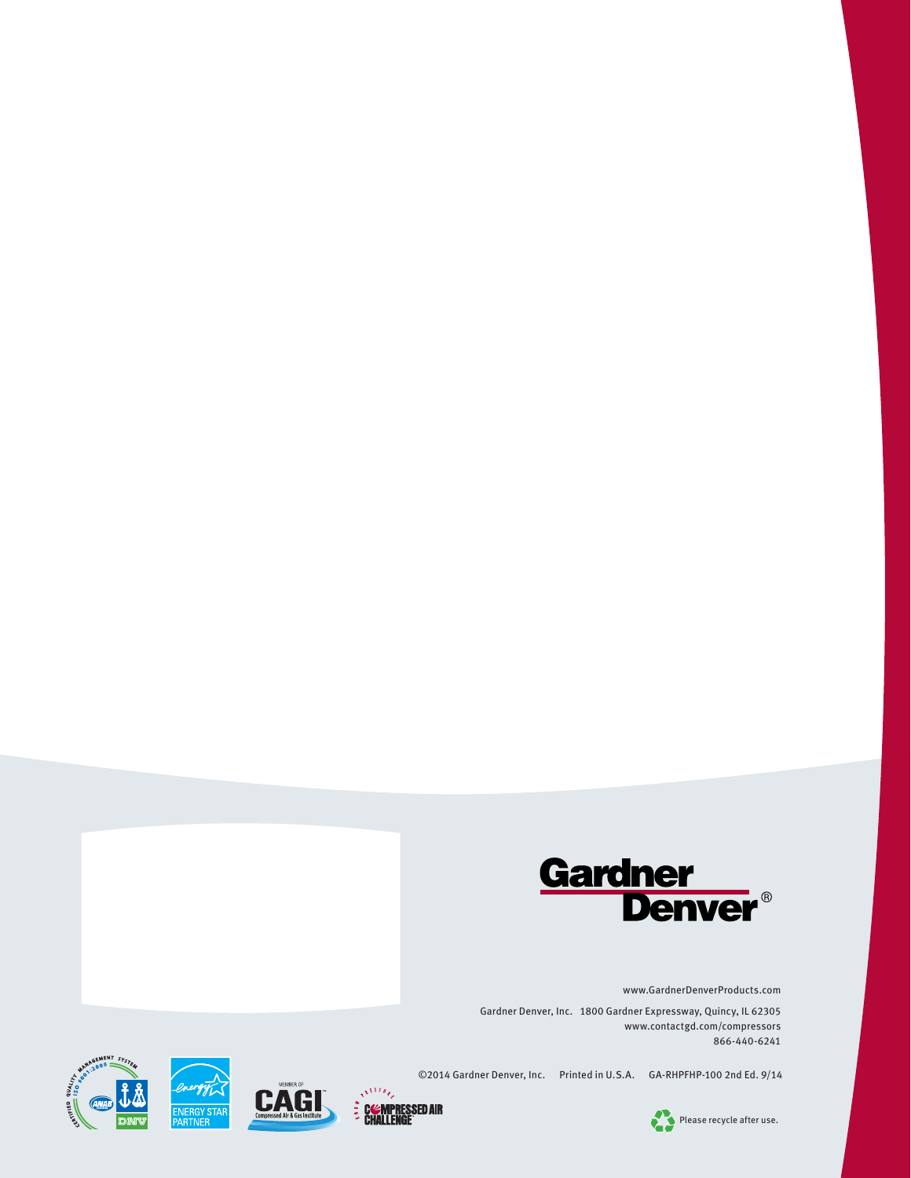Gardner Denver®

www.GardnerDenverProducts.com

Gardner Denver, Inc. 1800 Gardner Expressway, Quincy, IL 62305
www.contactgd.com/compressors
866-440-6241

©2014 Gardner Denver, Inc. Printed in U.S.A. GA-RHPFHP-100 2nd Ed. 9/14

Please recycle after use.